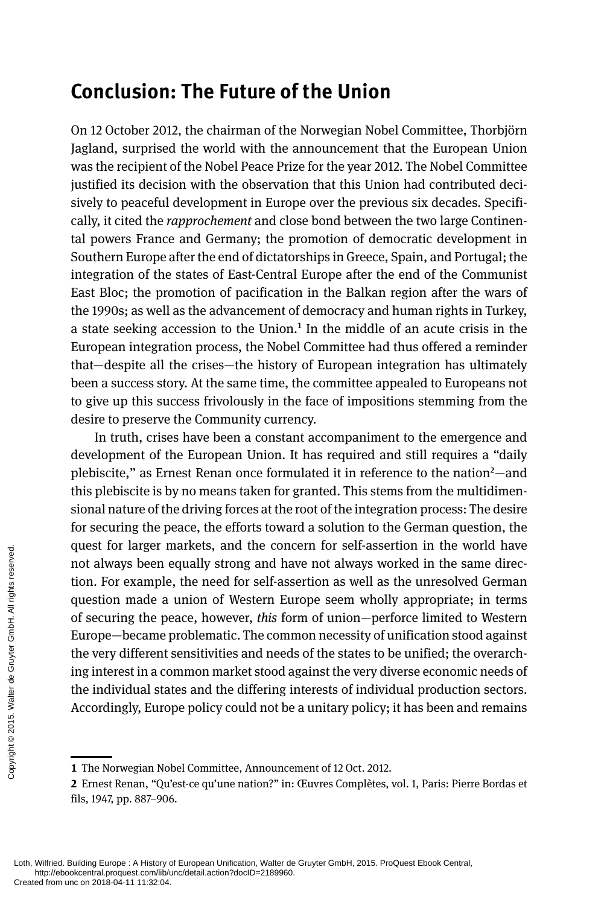# Conclusion: The Future of the Union

On 12 October 2012, the chairman of the Norwegian Nobel Committee, Thorbjörn Jagland, surprised the world with the announcement that the European Union was the recipient of the Nobel Peace Prize for the year 2012. The Nobel Committee justified its decision with the observation that this Union had contributed decisively to peaceful development in Europe over the previous six decades. Specifically, it cited the *rapprochement* and close bond between the two large Continental powers France and Germany; the promotion of democratic development in Southern Europe after the end of dictatorships in Greece, Spain, and Portugal; the integration of the states of East-Central Europe after the end of the Communist East Bloc; the promotion of pacification in the Balkan region after the wars of the 1990s; as well as the advancement of democracy and human rights in Turkey, a state seeking accession to the Union.[1] In the middle of an acute crisis in the European integration process, the Nobel Committee had thus offered a reminder that—despite all the crises—the history of European integration has ultimately been a success story. At the same time, the committee appealed to Europeans not to give up this success frivolously in the face of impositions stemming from the desire to preserve the Community currency.

In truth, crises have been a constant accompaniment to the emergence and development of the European Union. It has required and still requires a "daily plebiscite," as Ernest Renan once formulated it in reference to the nation[2]—and this plebiscite is by no means taken for granted. This stems from the multidimensional nature of the driving forces at the root of the integration process: The desire for securing the peace, the efforts toward a solution to the German question, the quest for larger markets, and the concern for self-assertion in the world have not always been equally strong and have not always worked in the same direction. For example, the need for self-assertion as well as the unresolved German question made a union of Western Europe seem wholly appropriate; in terms of securing the peace, however, *this* form of union—perforce limited to Western Europe—became problematic. The common necessity of unification stood against the very different sensitivities and needs of the states to be unified; the overarching interest in a common market stood against the very diverse economic needs of the individual states and the differing interests of individual production sectors. Accordingly, Europe policy could not be a unitary policy; it has been and remains

**1** The Norwegian Nobel Committee, Announcement of 12 Oct. 2012.

**2** Ernest Renan, "Qu'est-ce qu'une nation?" in: Œuvres Complètes, vol. 1, Paris: Pierre Bordas et fils, 1947, pp. 887–906.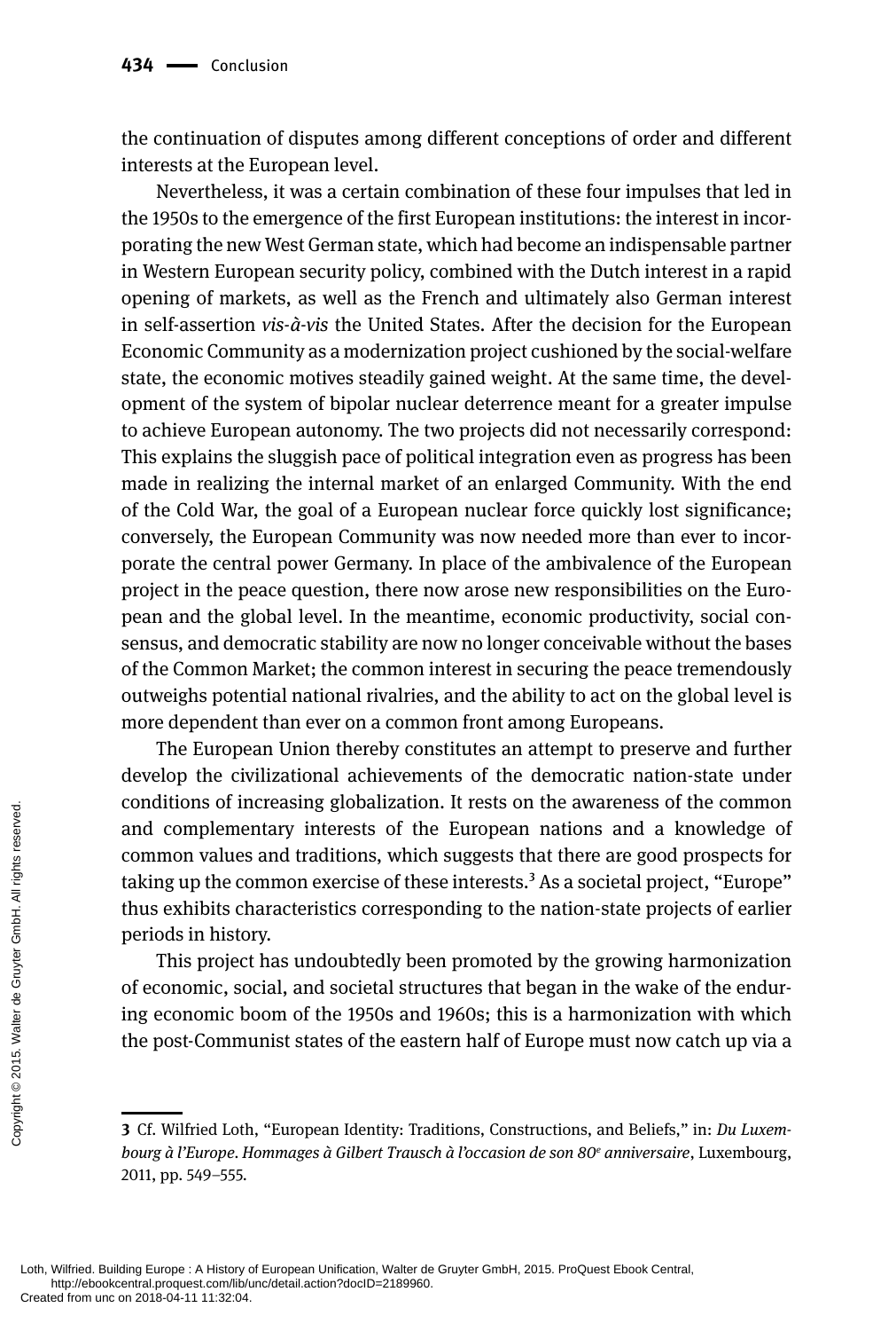the continuation of disputes among different conceptions of order and different interests at the European level.

Nevertheless, it was a certain combination of these four impulses that led in the 1950s to the emergence of the first European institutions: the interest in incorporating the new West German state, which had become an indispensable partner in Western European security policy, combined with the Dutch interest in a rapid opening of markets, as well as the French and ultimately also German interest in self-assertion *vis-à-vis* the United States. After the decision for the European Economic Community as a modernization project cushioned by the social-welfare state, the economic motives steadily gained weight. At the same time, the development of the system of bipolar nuclear deterrence meant for a greater impulse to achieve European autonomy. The two projects did not necessarily correspond: This explains the sluggish pace of political integration even as progress has been made in realizing the internal market of an enlarged Community. With the end of the Cold War, the goal of a European nuclear force quickly lost significance; conversely, the European Community was now needed more than ever to incorporate the central power Germany. In place of the ambivalence of the European project in the peace question, there now arose new responsibilities on the European and the global level. In the meantime, economic productivity, social consensus, and democratic stability are now no longer conceivable without the bases of the Common Market; the common interest in securing the peace tremendously outweighs potential national rivalries, and the ability to act on the global level is more dependent than ever on a common front among Europeans.

The European Union thereby constitutes an attempt to preserve and further develop the civilizational achievements of the democratic nation-state under conditions of increasing globalization. It rests on the awareness of the common and complementary interests of the European nations and a knowledge of common values and traditions, which suggests that there are good prospects for taking up the common exercise of these interests.[3] As a societal project, "Europe" thus exhibits characteristics corresponding to the nation-state projects of earlier periods in history.

This project has undoubtedly been promoted by the growing harmonization of economic, social, and societal structures that began in the wake of the enduring economic boom of the 1950s and 1960s; this is a harmonization with which the post-Communist states of the eastern half of Europe must now catch up via a

---

**3** Cf. Wilfried Loth, "European Identity: Traditions, Constructions, and Beliefs," in: *Du Luxembourg à l'Europe. Hommages à Gilbert Trausch à l'occasion de son 80e anniversaire*, Luxembourg, 2011, pp. 549–555.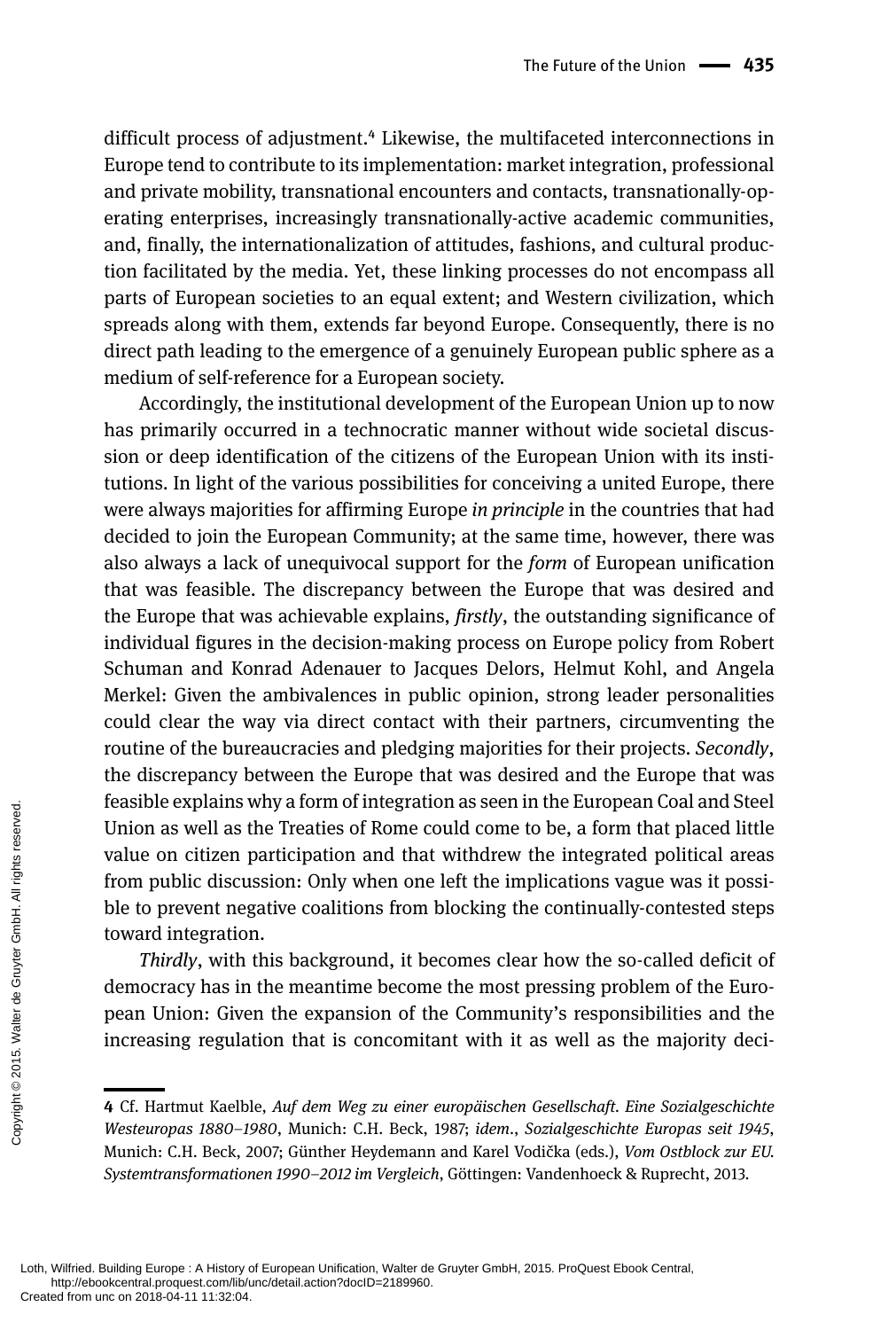difficult process of adjustment.[4] Likewise, the multifaceted interconnections in Europe tend to contribute to its implementation: market integration, professional and private mobility, transnational encounters and contacts, transnationally-operating enterprises, increasingly transnationally-active academic communities, and, finally, the internationalization of attitudes, fashions, and cultural production facilitated by the media. Yet, these linking processes do not encompass all parts of European societies to an equal extent; and Western civilization, which spreads along with them, extends far beyond Europe. Consequently, there is no direct path leading to the emergence of a genuinely European public sphere as a medium of self-reference for a European society.

Accordingly, the institutional development of the European Union up to now has primarily occurred in a technocratic manner without wide societal discussion or deep identification of the citizens of the European Union with its institutions. In light of the various possibilities for conceiving a united Europe, there were always majorities for affirming Europe *in principle* in the countries that had decided to join the European Community; at the same time, however, there was also always a lack of unequivocal support for the *form* of European unification that was feasible. The discrepancy between the Europe that was desired and the Europe that was achievable explains, *firstly*, the outstanding significance of individual figures in the decision-making process on Europe policy from Robert Schuman and Konrad Adenauer to Jacques Delors, Helmut Kohl, and Angela Merkel: Given the ambivalences in public opinion, strong leader personalities could clear the way via direct contact with their partners, circumventing the routine of the bureaucracies and pledging majorities for their projects. *Secondly*, the discrepancy between the Europe that was desired and the Europe that was feasible explains why a form of integration as seen in the European Coal and Steel Union as well as the Treaties of Rome could come to be, a form that placed little value on citizen participation and that withdrew the integrated political areas from public discussion: Only when one left the implications vague was it possible to prevent negative coalitions from blocking the continually-contested steps toward integration.

*Thirdly*, with this background, it becomes clear how the so-called deficit of democracy has in the meantime become the most pressing problem of the European Union: Given the expansion of the Community's responsibilities and the increasing regulation that is concomitant with it as well as the majority deci-

---

4 Cf. Hartmut Kaelble, *Auf dem Weg zu einer europäischen Gesellschaft. Eine Sozialgeschichte Westeuropas 1880–1980*, Munich: C.H. Beck, 1987; *idem*., *Sozialgeschichte Europas seit 1945*, Munich: C.H. Beck, 2007; Günther Heydemann and Karel Vodička (eds.), *Vom Ostblock zur EU. Systemtransformationen 1990–2012 im Vergleich*, Göttingen: Vandenhoeck & Ruprecht, 2013.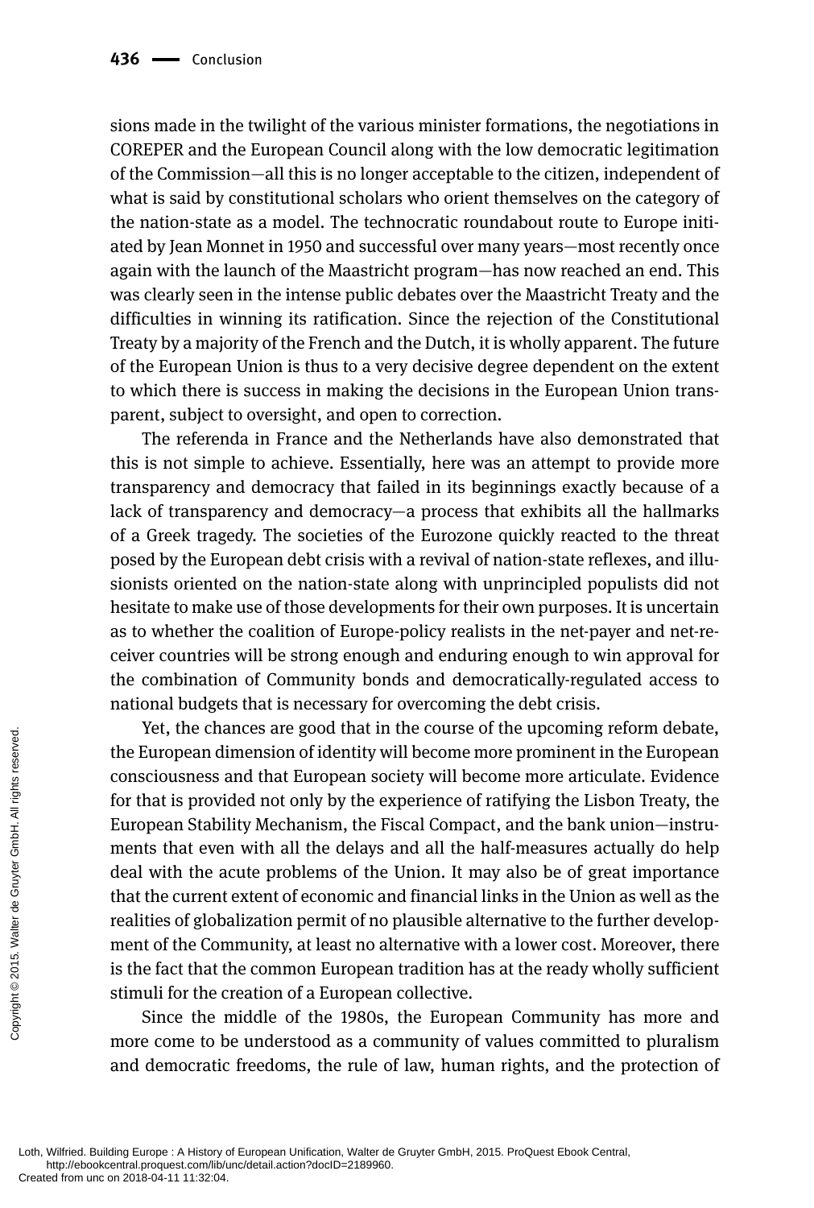sions made in the twilight of the various minister formations, the negotiations in COREPER and the European Council along with the low democratic legitimation of the Commission—all this is no longer acceptable to the citizen, independent of what is said by constitutional scholars who orient themselves on the category of the nation-state as a model. The technocratic roundabout route to Europe initiated by Jean Monnet in 1950 and successful over many years—most recently once again with the launch of the Maastricht program—has now reached an end. This was clearly seen in the intense public debates over the Maastricht Treaty and the difficulties in winning its ratification. Since the rejection of the Constitutional Treaty by a majority of the French and the Dutch, it is wholly apparent. The future of the European Union is thus to a very decisive degree dependent on the extent to which there is success in making the decisions in the European Union transparent, subject to oversight, and open to correction.

The referenda in France and the Netherlands have also demonstrated that this is not simple to achieve. Essentially, here was an attempt to provide more transparency and democracy that failed in its beginnings exactly because of a lack of transparency and democracy—a process that exhibits all the hallmarks of a Greek tragedy. The societies of the Eurozone quickly reacted to the threat posed by the European debt crisis with a revival of nation-state reflexes, and illusionists oriented on the nation-state along with unprincipled populists did not hesitate to make use of those developments for their own purposes. It is uncertain as to whether the coalition of Europe-policy realists in the net-payer and net-receiver countries will be strong enough and enduring enough to win approval for the combination of Community bonds and democratically-regulated access to national budgets that is necessary for overcoming the debt crisis.

Yet, the chances are good that in the course of the upcoming reform debate, the European dimension of identity will become more prominent in the European consciousness and that European society will become more articulate. Evidence for that is provided not only by the experience of ratifying the Lisbon Treaty, the European Stability Mechanism, the Fiscal Compact, and the bank union—instruments that even with all the delays and all the half-measures actually do help deal with the acute problems of the Union. It may also be of great importance that the current extent of economic and financial links in the Union as well as the realities of globalization permit of no plausible alternative to the further development of the Community, at least no alternative with a lower cost. Moreover, there is the fact that the common European tradition has at the ready wholly sufficient stimuli for the creation of a European collective.

Since the middle of the 1980s, the European Community has more and more come to be understood as a community of values committed to pluralism and democratic freedoms, the rule of law, human rights, and the protection of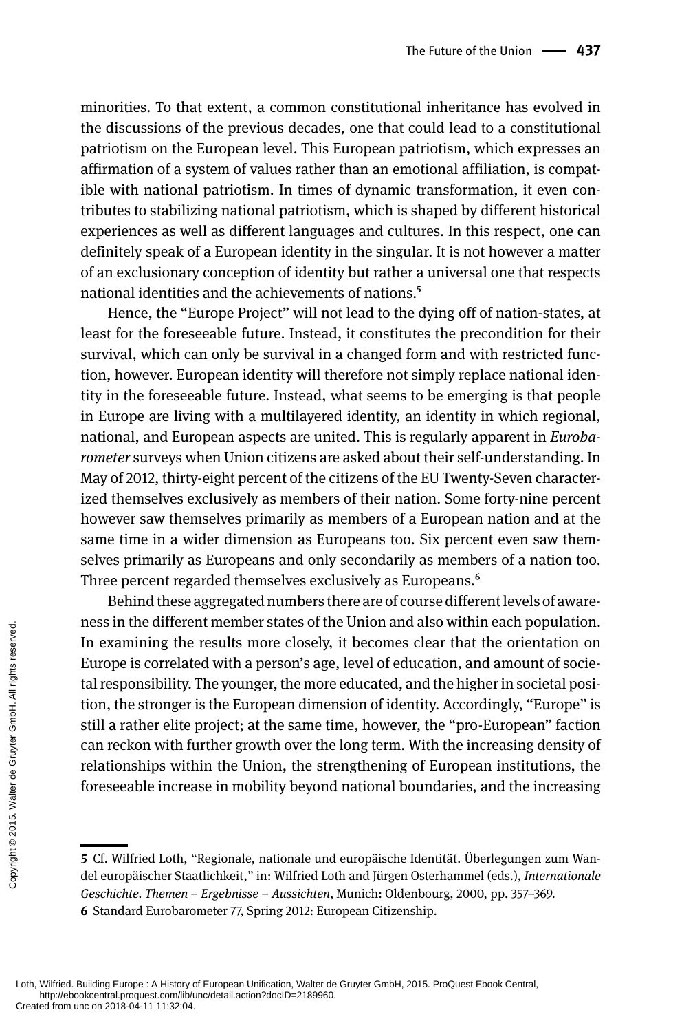minorities. To that extent, a common constitutional inheritance has evolved in the discussions of the previous decades, one that could lead to a constitutional patriotism on the European level. This European patriotism, which expresses an affirmation of a system of values rather than an emotional affiliation, is compatible with national patriotism. In times of dynamic transformation, it even contributes to stabilizing national patriotism, which is shaped by different historical experiences as well as different languages and cultures. In this respect, one can definitely speak of a European identity in the singular. It is not however a matter of an exclusionary conception of identity but rather a universal one that respects national identities and the achievements of nations.[5]

Hence, the "Europe Project" will not lead to the dying off of nation-states, at least for the foreseeable future. Instead, it constitutes the precondition for their survival, which can only be survival in a changed form and with restricted function, however. European identity will therefore not simply replace national identity in the foreseeable future. Instead, what seems to be emerging is that people in Europe are living with a multilayered identity, an identity in which regional, national, and European aspects are united. This is regularly apparent in *Eurobarometer* surveys when Union citizens are asked about their self-understanding. In May of 2012, thirty-eight percent of the citizens of the EU Twenty-Seven characterized themselves exclusively as members of their nation. Some forty-nine percent however saw themselves primarily as members of a European nation and at the same time in a wider dimension as Europeans too. Six percent even saw themselves primarily as Europeans and only secondarily as members of a nation too. Three percent regarded themselves exclusively as Europeans.[6]

Behind these aggregated numbers there are of course different levels of awareness in the different member states of the Union and also within each population. In examining the results more closely, it becomes clear that the orientation on Europe is correlated with a person's age, level of education, and amount of societal responsibility. The younger, the more educated, and the higher in societal position, the stronger is the European dimension of identity. Accordingly, "Europe" is still a rather elite project; at the same time, however, the "pro-European" faction can reckon with further growth over the long term. With the increasing density of relationships within the Union, the strengthening of European institutions, the foreseeable increase in mobility beyond national boundaries, and the increasing

---

**5** Cf. Wilfried Loth, "Regionale, nationale und europäische Identität. Überlegungen zum Wandel europäischer Staatlichkeit," in: Wilfried Loth and Jürgen Osterhammel (eds.), *Internationale Geschichte. Themen – Ergebnisse – Aussichten*, Munich: Oldenbourg, 2000, pp. 357–369.

**6** Standard Eurobarometer 77, Spring 2012: European Citizenship.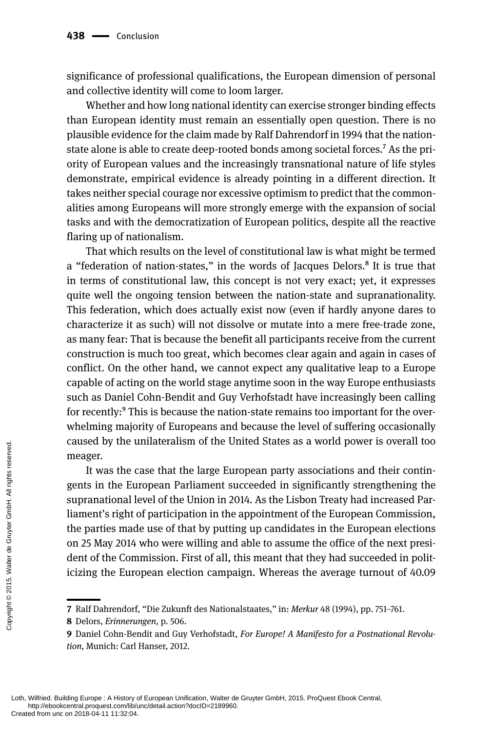significance of professional qualifications, the European dimension of personal and collective identity will come to loom larger.

Whether and how long national identity can exercise stronger binding effects than European identity must remain an essentially open question. There is no plausible evidence for the claim made by Ralf Dahrendorf in 1994 that the nation-state alone is able to create deep-rooted bonds among societal forces.[7] As the priority of European values and the increasingly transnational nature of life styles demonstrate, empirical evidence is already pointing in a different direction. It takes neither special courage nor excessive optimism to predict that the commonalities among Europeans will more strongly emerge with the expansion of social tasks and with the democratization of European politics, despite all the reactive flaring up of nationalism.

That which results on the level of constitutional law is what might be termed a "federation of nation-states," in the words of Jacques Delors.[8] It is true that in terms of constitutional law, this concept is not very exact; yet, it expresses quite well the ongoing tension between the nation-state and supranationality. This federation, which does actually exist now (even if hardly anyone dares to characterize it as such) will not dissolve or mutate into a mere free-trade zone, as many fear: That is because the benefit all participants receive from the current construction is much too great, which becomes clear again and again in cases of conflict. On the other hand, we cannot expect any qualitative leap to a Europe capable of acting on the world stage anytime soon in the way Europe enthusiasts such as Daniel Cohn-Bendit and Guy Verhofstadt have increasingly been calling for recently:[9] This is because the nation-state remains too important for the overwhelming majority of Europeans and because the level of suffering occasionally caused by the unilateralism of the United States as a world power is overall too meager.

It was the case that the large European party associations and their contingents in the European Parliament succeeded in significantly strengthening the supranational level of the Union in 2014. As the Lisbon Treaty had increased Parliament's right of participation in the appointment of the European Commission, the parties made use of that by putting up candidates in the European elections on 25 May 2014 who were willing and able to assume the office of the next president of the Commission. First of all, this meant that they had succeeded in politicizing the European election campaign. Whereas the average turnout of 40.09

---

7 Ralf Dahrendorf, "Die Zukunft des Nationalstaates," in: *Merkur* 48 (1994), pp. 751–761.

8 Delors, *Erinnerungen*, p. 506.

9 Daniel Cohn-Bendit and Guy Verhofstadt, *For Europe! A Manifesto for a Postnational Revolution*, Munich: Carl Hanser, 2012.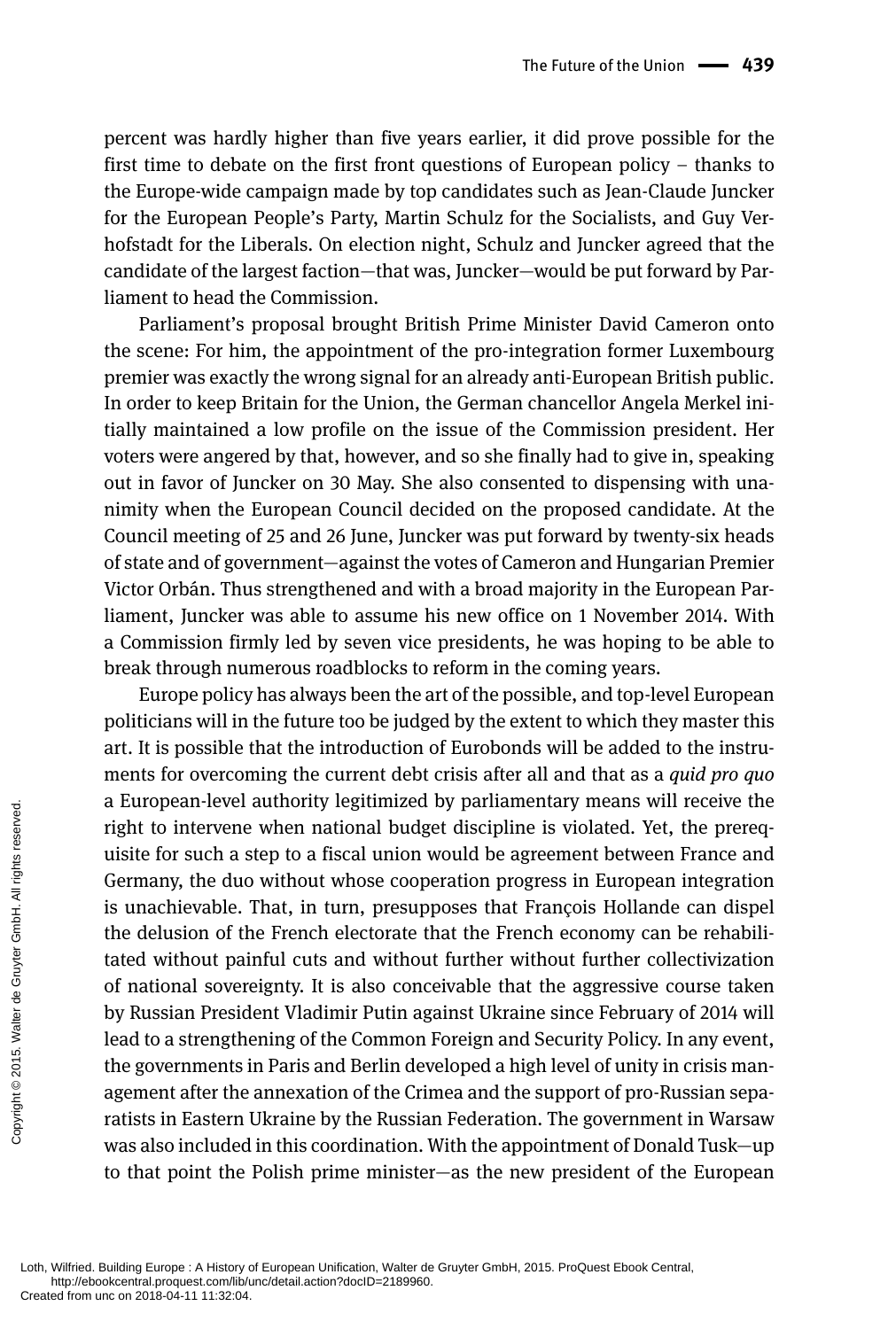percent was hardly higher than five years earlier, it did prove possible for the first time to debate on the first front questions of European policy – thanks to the Europe-wide campaign made by top candidates such as Jean-Claude Juncker for the European People's Party, Martin Schulz for the Socialists, and Guy Verhofstadt for the Liberals. On election night, Schulz and Juncker agreed that the candidate of the largest faction—that was, Juncker—would be put forward by Parliament to head the Commission.

Parliament's proposal brought British Prime Minister David Cameron onto the scene: For him, the appointment of the pro-integration former Luxembourg premier was exactly the wrong signal for an already anti-European British public. In order to keep Britain for the Union, the German chancellor Angela Merkel initially maintained a low profile on the issue of the Commission president. Her voters were angered by that, however, and so she finally had to give in, speaking out in favor of Juncker on 30 May. She also consented to dispensing with unanimity when the European Council decided on the proposed candidate. At the Council meeting of 25 and 26 June, Juncker was put forward by twenty-six heads of state and of government—against the votes of Cameron and Hungarian Premier Victor Orbán. Thus strengthened and with a broad majority in the European Parliament, Juncker was able to assume his new office on 1 November 2014. With a Commission firmly led by seven vice presidents, he was hoping to be able to break through numerous roadblocks to reform in the coming years.

Europe policy has always been the art of the possible, and top-level European politicians will in the future too be judged by the extent to which they master this art. It is possible that the introduction of Eurobonds will be added to the instruments for overcoming the current debt crisis after all and that as a *quid pro quo* a European-level authority legitimized by parliamentary means will receive the right to intervene when national budget discipline is violated. Yet, the prerequisite for such a step to a fiscal union would be agreement between France and Germany, the duo without whose cooperation progress in European integration is unachievable. That, in turn, presupposes that François Hollande can dispel the delusion of the French electorate that the French economy can be rehabilitated without painful cuts and without further without further collectivization of national sovereignty. It is also conceivable that the aggressive course taken by Russian President Vladimir Putin against Ukraine since February of 2014 will lead to a strengthening of the Common Foreign and Security Policy. In any event, the governments in Paris and Berlin developed a high level of unity in crisis management after the annexation of the Crimea and the support of pro-Russian separatists in Eastern Ukraine by the Russian Federation. The government in Warsaw was also included in this coordination. With the appointment of Donald Tusk—up to that point the Polish prime minister—as the new president of the European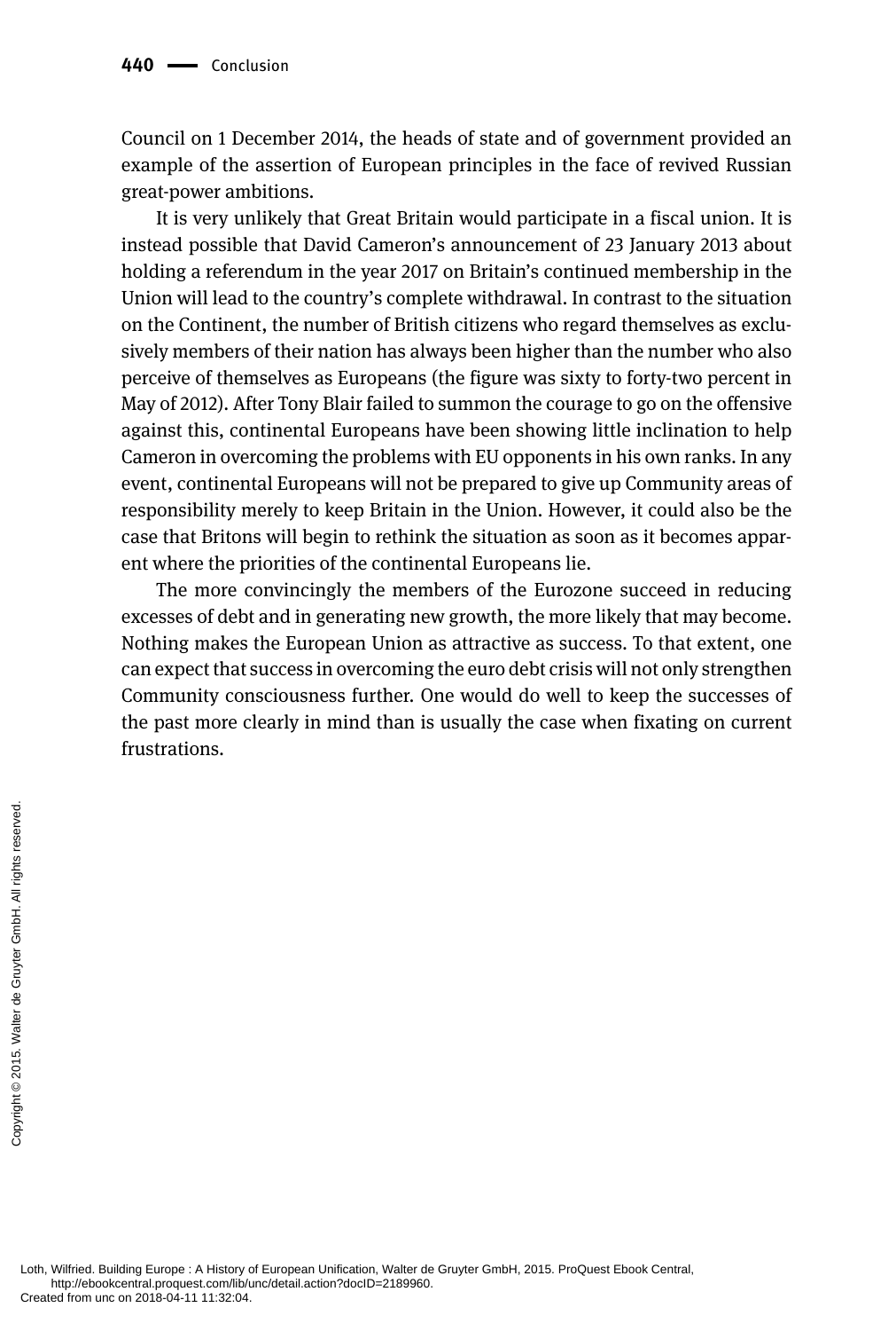Council on 1 December 2014, the heads of state and of government provided an example of the assertion of European principles in the face of revived Russian great-power ambitions.

It is very unlikely that Great Britain would participate in a fiscal union. It is instead possible that David Cameron's announcement of 23 January 2013 about holding a referendum in the year 2017 on Britain's continued membership in the Union will lead to the country's complete withdrawal. In contrast to the situation on the Continent, the number of British citizens who regard themselves as exclusively members of their nation has always been higher than the number who also perceive of themselves as Europeans (the figure was sixty to forty-two percent in May of 2012). After Tony Blair failed to summon the courage to go on the offensive against this, continental Europeans have been showing little inclination to help Cameron in overcoming the problems with EU opponents in his own ranks. In any event, continental Europeans will not be prepared to give up Community areas of responsibility merely to keep Britain in the Union. However, it could also be the case that Britons will begin to rethink the situation as soon as it becomes apparent where the priorities of the continental Europeans lie.

The more convincingly the members of the Eurozone succeed in reducing excesses of debt and in generating new growth, the more likely that may become. Nothing makes the European Union as attractive as success. To that extent, one can expect that success in overcoming the euro debt crisis will not only strengthen Community consciousness further. One would do well to keep the successes of the past more clearly in mind than is usually the case when fixating on current frustrations.